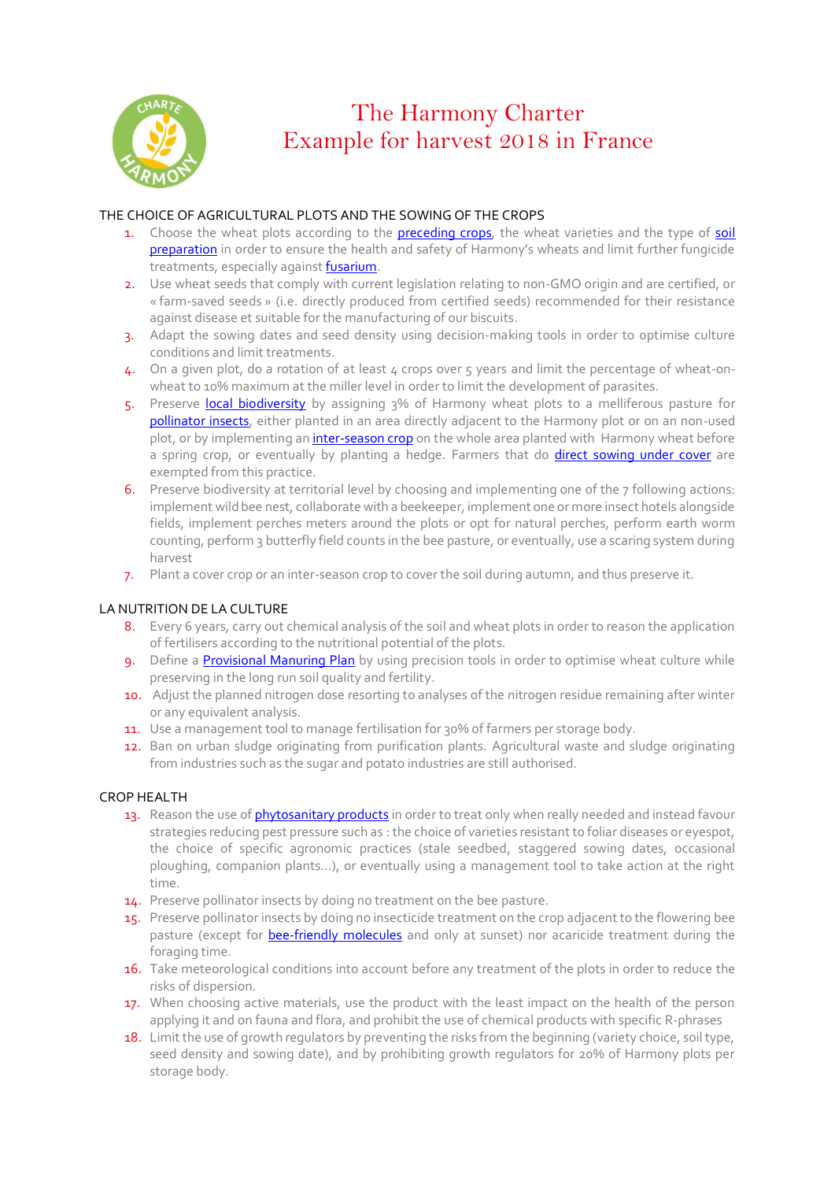# The Harmony Charter
# Example for harvest 2018 in France

## THE CHOICE OF AGRICULTURAL PLOTS AND THE SOWING OF THE CROPS

1. Choose the wheat plots according to the preceding crops, the wheat varieties and the type of soil preparation in order to ensure the health and safety of Harmony's wheats and limit further fungicide treatments, especially against fusarium.
2. Use wheat seeds that comply with current legislation relating to non-GMO origin and are certified, or « farm-saved seeds » (i.e. directly produced from certified seeds) recommended for their resistance against disease et suitable for the manufacturing of our biscuits.
3. Adapt the sowing dates and seed density using decision-making tools in order to optimise culture conditions and limit treatments.
4. On a given plot, do a rotation of at least 4 crops over 5 years and limit the percentage of wheat-on-wheat to 10% maximum at the miller level in order to limit the development of parasites.
5. Preserve local biodiversity by assigning 3% of Harmony wheat plots to a melliferous pasture for pollinator insects, either planted in an area directly adjacent to the Harmony plot or on an non-used plot, or by implementing an inter-season crop on the whole area planted with Harmony wheat before a spring crop, or eventually by planting a hedge. Farmers that do direct sowing under cover are exempted from this practice.
6. Preserve biodiversity at territorial level by choosing and implementing one of the 7 following actions: implement wild bee nest, collaborate with a beekeeper, implement one or more insect hotels alongside fields, implement perches meters around the plots or opt for natural perches, perform earth worm counting, perform 3 butterfly field counts in the bee pasture, or eventually, use a scaring system during harvest
7. Plant a cover crop or an inter-season crop to cover the soil during autumn, and thus preserve it.

## LA NUTRITION DE LA CULTURE

8. Every 6 years, carry out chemical analysis of the soil and wheat plots in order to reason the application of fertilisers according to the nutritional potential of the plots.
9. Define a Provisional Manuring Plan by using precision tools in order to optimise wheat culture while preserving in the long run soil quality and fertility.
10. Adjust the planned nitrogen dose resorting to analyses of the nitrogen residue remaining after winter or any equivalent analysis.
11. Use a management tool to manage fertilisation for 30% of farmers per storage body.
12. Ban on urban sludge originating from purification plants. Agricultural waste and sludge originating from industries such as the sugar and potato industries are still authorised.

## CROP HEALTH

13. Reason the use of phytosanitary products in order to treat only when really needed and instead favour strategies reducing pest pressure such as : the choice of varieties resistant to foliar diseases or eyespot, the choice of specific agronomic practices (stale seedbed, staggered sowing dates, occasional ploughing, companion plants…), or eventually using a management tool to take action at the right time.
14. Preserve pollinator insects by doing no treatment on the bee pasture.
15. Preserve pollinator insects by doing no insecticide treatment on the crop adjacent to the flowering bee pasture (except for bee-friendly molecules and only at sunset) nor acaricide treatment during the foraging time.
16. Take meteorological conditions into account before any treatment of the plots in order to reduce the risks of dispersion.
17. When choosing active materials, use the product with the least impact on the health of the person applying it and on fauna and flora, and prohibit the use of chemical products with specific R-phrases
18. Limit the use of growth regulators by preventing the risks from the beginning (variety choice, soil type, seed density and sowing date), and by prohibiting growth regulators for 20% of Harmony plots per storage body.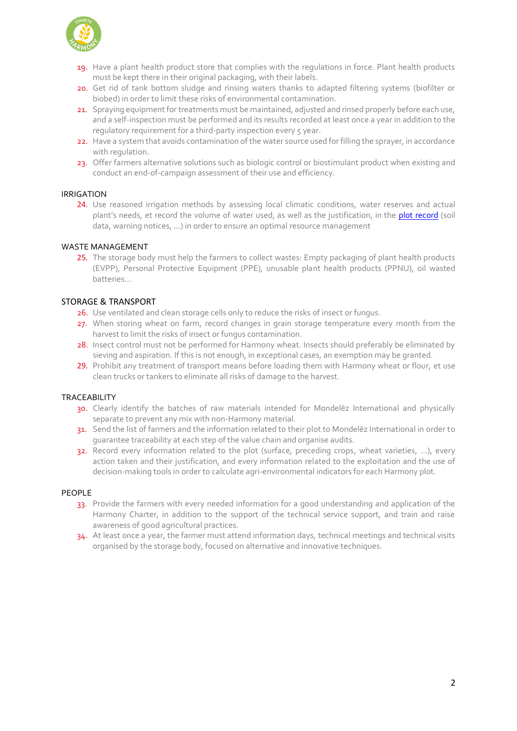19. Have a plant health product store that complies with the regulations in force. Plant health products must be kept there in their original packaging, with their labels.
20. Get rid of tank bottom sludge and rinsing waters thanks to adapted filtering systems (biofilter or biobed) in order to limit these risks of environmental contamination.
21. Spraying equipment for treatments must be maintained, adjusted and rinsed properly before each use, and a self-inspection must be performed and its results recorded at least once a year in addition to the regulatory requirement for a third-party inspection every 5 year.
22. Have a system that avoids contamination of the water source used for filling the sprayer, in accordance with regulation.
23. Offer farmers alternative solutions such as biologic control or biostimulant product when existing and conduct an end-of-campaign assessment of their use and efficiency.

## IRRIGATION

24. Use reasoned irrigation methods by assessing local climatic conditions, water reserves and actual plant's needs, et record the volume of water used, as well as the justification, in the plot record (soil data, warning notices, …) in order to ensure an optimal resource management

## WASTE MANAGEMENT

25. The storage body must help the farmers to collect wastes: Empty packaging of plant health products (EVPP), Personal Protective Equipment (PPE), unusable plant health products (PPNU), oil wasted batteries…

## STORAGE & TRANSPORT

26. Use ventilated and clean storage cells only to reduce the risks of insect or fungus.
27. When storing wheat on farm, record changes in grain storage temperature every month from the harvest to limit the risks of insect or fungus contamination.
28. Insect control must not be performed for Harmony wheat. Insects should preferably be eliminated by sieving and aspiration. If this is not enough, in exceptional cases, an exemption may be granted.
29. Prohibit any treatment of transport means before loading them with Harmony wheat or flour, et use clean trucks or tankers to eliminate all risks of damage to the harvest.

## TRACEABILITY

30. Clearly identify the batches of raw materials intended for Mondelēz International and physically separate to prevent any mix with non-Harmony material.
31. Send the list of farmers and the information related to their plot to Mondelēz International in order to guarantee traceability at each step of the value chain and organise audits.
32. Record every information related to the plot (surface, preceding crops, wheat varieties, …), every action taken and their justification, and every information related to the exploitation and the use of decision-making tools in order to calculate agri-environmental indicators for each Harmony plot.

## PEOPLE

33. Provide the farmers with every needed information for a good understanding and application of the Harmony Charter, in addition to the support of the technical service support, and train and raise awareness of good agricultural practices.
34. At least once a year, the farmer must attend information days, technical meetings and technical visits organised by the storage body, focused on alternative and innovative techniques.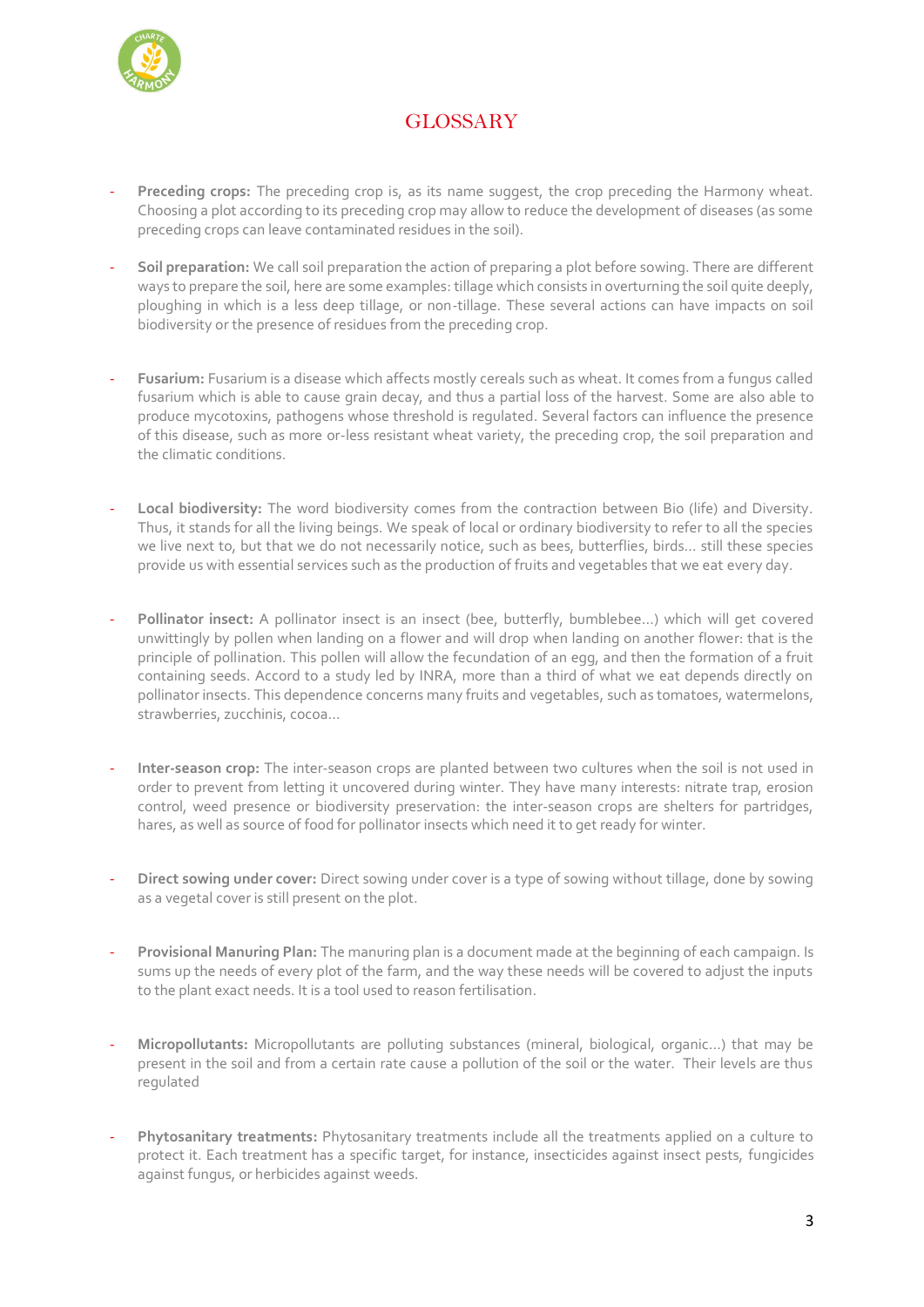# GLOSSARY

- **Preceding crops:** The preceding crop is, as its name suggest, the crop preceding the Harmony wheat. Choosing a plot according to its preceding crop may allow to reduce the development of diseases (as some preceding crops can leave contaminated residues in the soil).

- **Soil preparation:** We call soil preparation the action of preparing a plot before sowing. There are different ways to prepare the soil, here are some examples: tillage which consists in overturning the soil quite deeply, ploughing in which is a less deep tillage, or non-tillage. These several actions can have impacts on soil biodiversity or the presence of residues from the preceding crop.

- **Fusarium:** Fusarium is a disease which affects mostly cereals such as wheat. It comes from a fungus called fusarium which is able to cause grain decay, and thus a partial loss of the harvest. Some are also able to produce mycotoxins, pathogens whose threshold is regulated. Several factors can influence the presence of this disease, such as more or-less resistant wheat variety, the preceding crop, the soil preparation and the climatic conditions.

- **Local biodiversity:** The word biodiversity comes from the contraction between Bio (life) and Diversity. Thus, it stands for all the living beings. We speak of local or ordinary biodiversity to refer to all the species we live next to, but that we do not necessarily notice, such as bees, butterflies, birds… still these species provide us with essential services such as the production of fruits and vegetables that we eat every day.

- **Pollinator insect:** A pollinator insect is an insect (bee, butterfly, bumblebee…) which will get covered unwittingly by pollen when landing on a flower and will drop when landing on another flower: that is the principle of pollination. This pollen will allow the fecundation of an egg, and then the formation of a fruit containing seeds. Accord to a study led by INRA, more than a third of what we eat depends directly on pollinator insects. This dependence concerns many fruits and vegetables, such as tomatoes, watermelons, strawberries, zucchinis, cocoa…

- **Inter-season crop:** The inter-season crops are planted between two cultures when the soil is not used in order to prevent from letting it uncovered during winter. They have many interests: nitrate trap, erosion control, weed presence or biodiversity preservation: the inter-season crops are shelters for partridges, hares, as well as source of food for pollinator insects which need it to get ready for winter.

- **Direct sowing under cover:** Direct sowing under cover is a type of sowing without tillage, done by sowing as a vegetal cover is still present on the plot.

- **Provisional Manuring Plan:** The manuring plan is a document made at the beginning of each campaign. Is sums up the needs of every plot of the farm, and the way these needs will be covered to adjust the inputs to the plant exact needs. It is a tool used to reason fertilisation.

- **Micropollutants:** Micropollutants are polluting substances (mineral, biological, organic…) that may be present in the soil and from a certain rate cause a pollution of the soil or the water. Their levels are thus regulated

- **Phytosanitary treatments:** Phytosanitary treatments include all the treatments applied on a culture to protect it. Each treatment has a specific target, for instance, insecticides against insect pests, fungicides against fungus, or herbicides against weeds.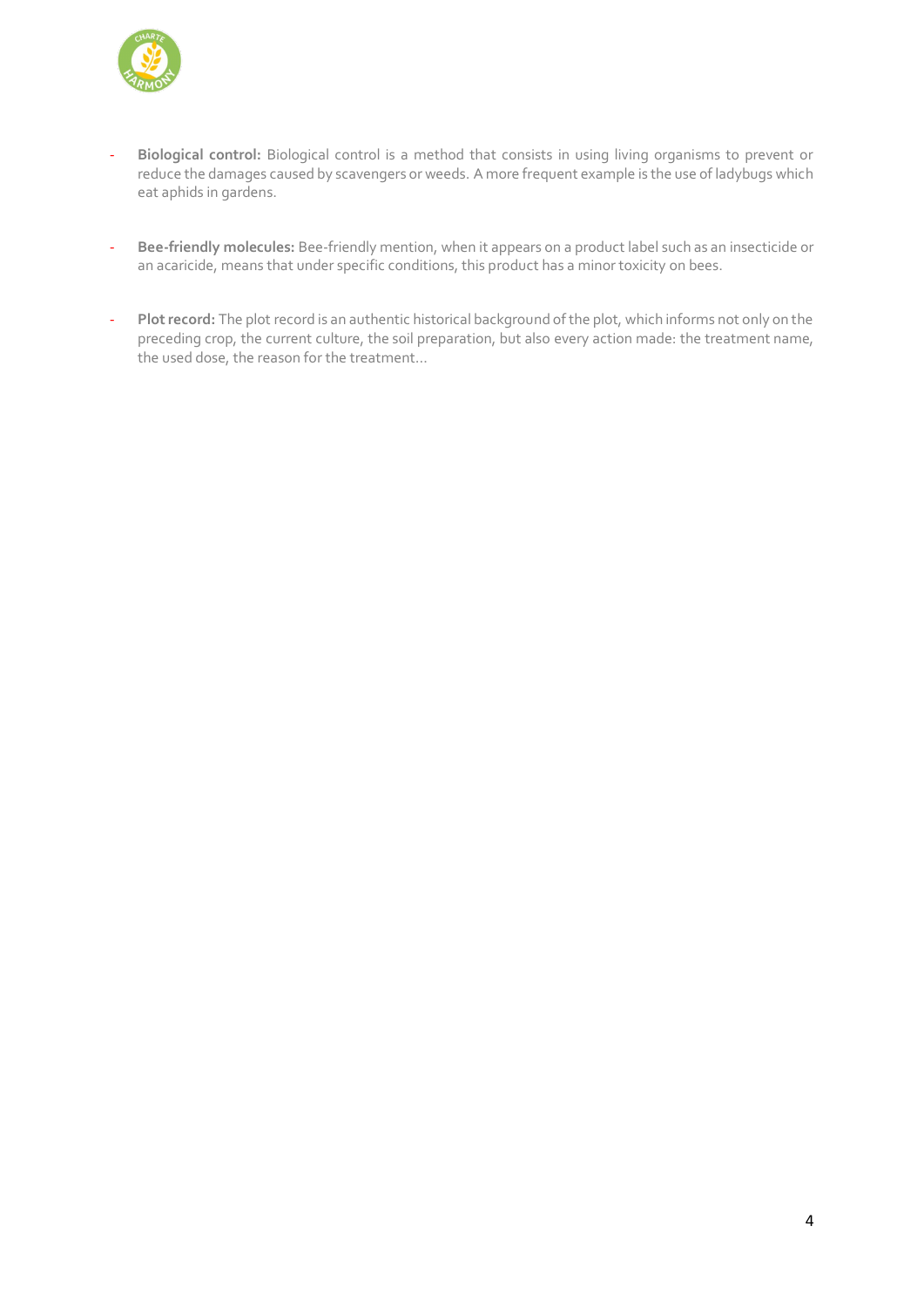- **Biological control:** Biological control is a method that consists in using living organisms to prevent or reduce the damages caused by scavengers or weeds. A more frequent example is the use of ladybugs which eat aphids in gardens.

- **Bee-friendly molecules:** Bee-friendly mention, when it appears on a product label such as an insecticide or an acaricide, means that under specific conditions, this product has a minor toxicity on bees.

- **Plot record:** The plot record is an authentic historical background of the plot, which informs not only on the preceding crop, the current culture, the soil preparation, but also every action made: the treatment name, the used dose, the reason for the treatment…